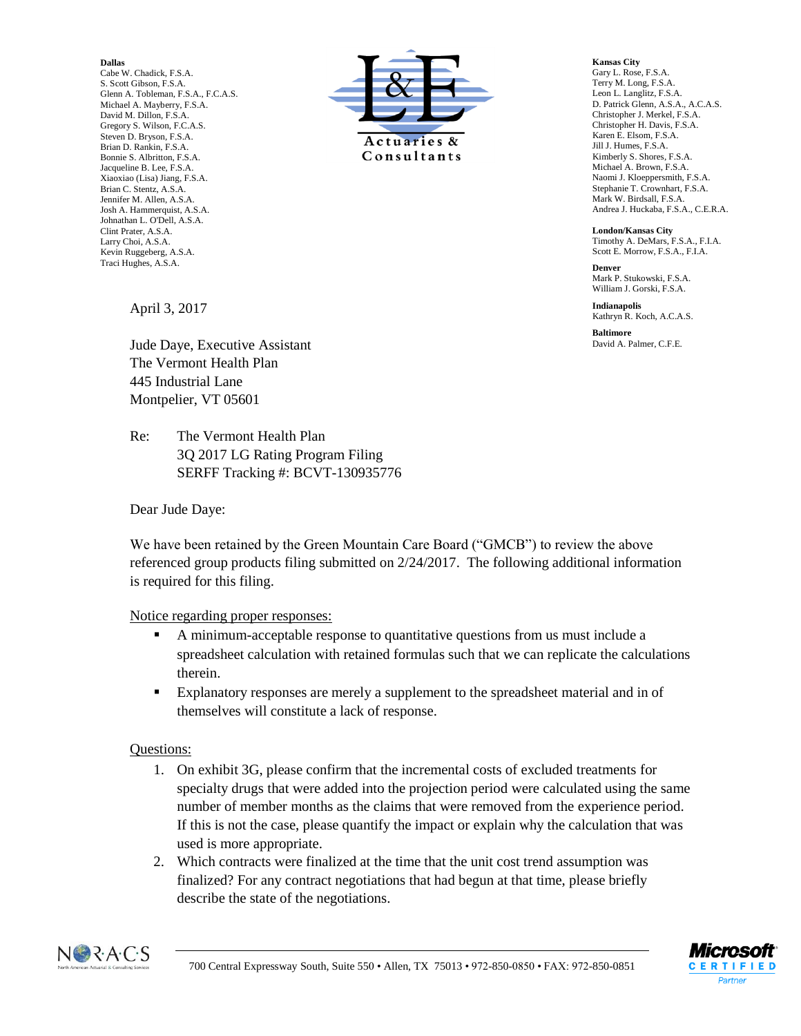**Dallas**
Cabe W. Chadick, F.S.A.
S. Scott Gibson, F.S.A.
Glenn A. Tobleman, F.S.A., F.C.A.S.
Michael A. Mayberry, F.S.A.
David M. Dillon, F.S.A.
Gregory S. Wilson, F.C.A.S.
Steven D. Bryson, F.S.A.
Brian D. Rankin, F.S.A.
Bonnie S. Albritton, F.S.A.
Jacqueline B. Lee, F.S.A.
Xiaoxiao (Lisa) Jiang, F.S.A.
Brian C. Stentz, A.S.A.
Jennifer M. Allen, A.S.A.
Josh A. Hammerquist, A.S.A.
Johnathan L. O'Dell, A.S.A.
Clint Prater, A.S.A.
Larry Choi, A.S.A.
Kevin Ruggeberg, A.S.A.
Traci Hughes, A.S.A.

L&E Actuaries & Consultants

**Kansas City**
Gary L. Rose, F.S.A.
Terry M. Long, F.S.A.
Leon L. Langlitz, F.S.A.
D. Patrick Glenn, A.S.A., A.C.A.S.
Christopher J. Merkel, F.S.A.
Christopher H. Davis, F.S.A.
Karen E. Elsom, F.S.A.
Jill J. Humes, F.S.A.
Kimberly S. Shores, F.S.A.
Michael A. Brown, F.S.A.
Naomi J. Kloeppersmith, F.S.A.
Stephanie T. Crownhart, F.S.A.
Mark W. Birdsall, F.S.A.
Andrea J. Huckaba, F.S.A., C.E.R.A.

**London/Kansas City**
Timothy A. DeMars, F.S.A., F.I.A.
Scott E. Morrow, F.S.A., F.I.A.

**Denver**
Mark P. Stukowski, F.S.A.
William J. Gorski, F.S.A.

**Indianapolis**
Kathryn R. Koch, A.C.A.S.

**Baltimore**
David A. Palmer, C.F.E.

April 3, 2017

Jude Daye, Executive Assistant
The Vermont Health Plan
445 Industrial Lane
Montpelier, VT 05601

Re: The Vermont Health Plan
3Q 2017 LG Rating Program Filing
SERFF Tracking #: BCVT-130935776

Dear Jude Daye:

We have been retained by the Green Mountain Care Board ("GMCB") to review the above referenced group products filing submitted on 2/24/2017. The following additional information is required for this filing.

Notice regarding proper responses:

- A minimum-acceptable response to quantitative questions from us must include a spreadsheet calculation with retained formulas such that we can replicate the calculations therein.
- Explanatory responses are merely a supplement to the spreadsheet material and in of themselves will constitute a lack of response.

Questions:

1. On exhibit 3G, please confirm that the incremental costs of excluded treatments for specialty drugs that were added into the projection period were calculated using the same number of member months as the claims that were removed from the experience period. If this is not the case, please quantify the impact or explain why the calculation that was used is more appropriate.
2. Which contracts were finalized at the time that the unit cost trend assumption was finalized? For any contract negotiations that had begun at that time, please briefly describe the state of the negotiations.

700 Central Expressway South, Suite 550 • Allen, TX 75013 • 972-850-0850 • FAX: 972-850-0851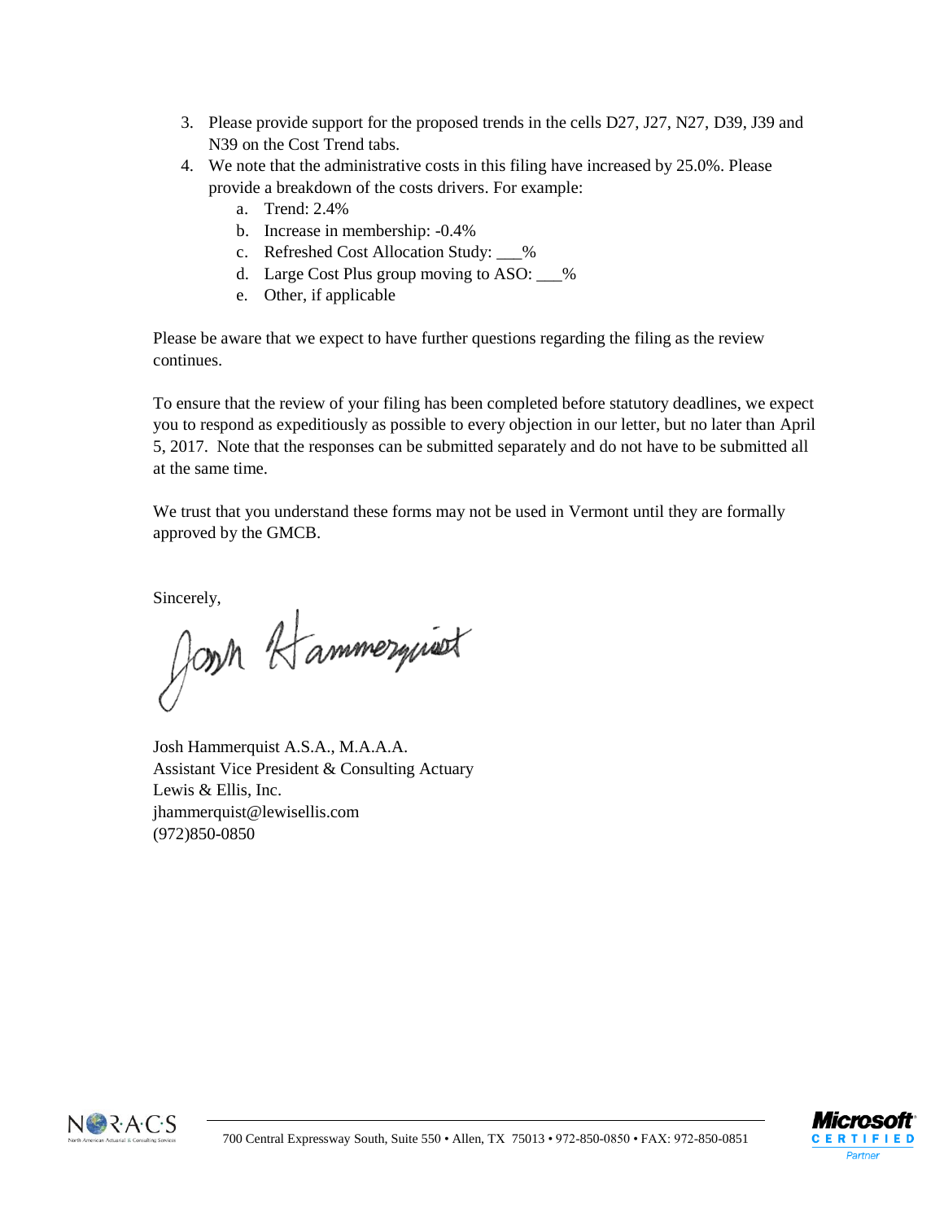3. Please provide support for the proposed trends in the cells D27, J27, N27, D39, J39 and N39 on the Cost Trend tabs.
4. We note that the administrative costs in this filing have increased by 25.0%. Please provide a breakdown of the costs drivers. For example:
   a. Trend: 2.4%
   b. Increase in membership: -0.4%
   c. Refreshed Cost Allocation Study: ___%
   d. Large Cost Plus group moving to ASO: ___%
   e. Other, if applicable

Please be aware that we expect to have further questions regarding the filing as the review continues.

To ensure that the review of your filing has been completed before statutory deadlines, we expect you to respond as expeditiously as possible to every objection in our letter, but no later than April 5, 2017. Note that the responses can be submitted separately and do not have to be submitted all at the same time.

We trust that you understand these forms may not be used in Vermont until they are formally approved by the GMCB.

Sincerely,

Josh Hammerquist A.S.A., M.A.A.A.
Assistant Vice President & Consulting Actuary
Lewis & Ellis, Inc.
jhammerquist@lewisellis.com
(972)850-0850

700 Central Expressway South, Suite 550 • Allen, TX 75013 • 972-850-0850 • FAX: 972-850-0851